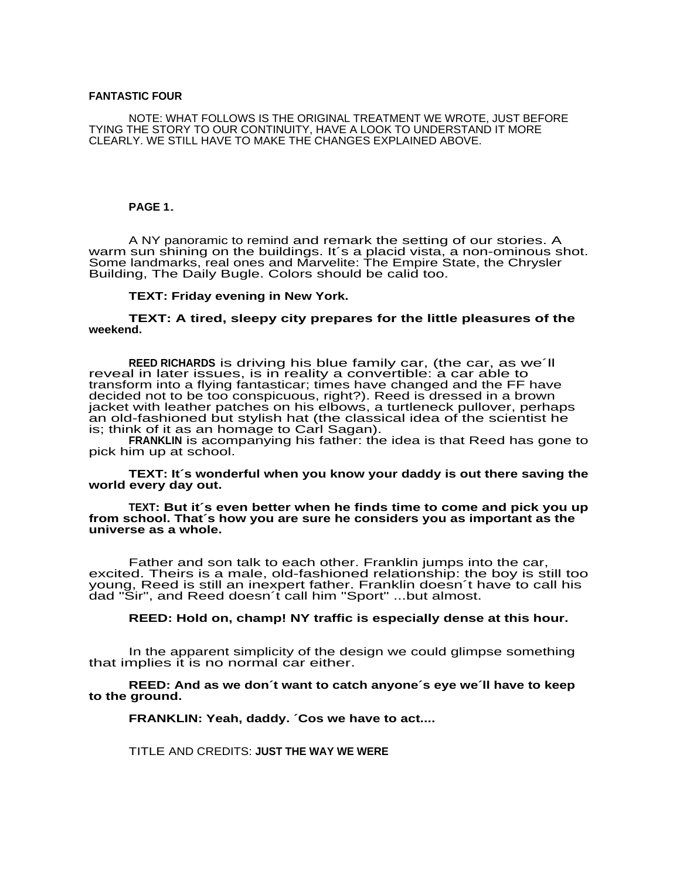**FANTASTIC FOUR**

NOTE: WHAT FOLLOWS IS THE ORIGINAL TREATMENT WE WROTE, JUST BEFORE TYING THE STORY TO OUR CONTINUITY, HAVE A LOOK TO UNDERSTAND IT MORE CLEARLY. WE STILL HAVE TO MAKE THE CHANGES EXPLAINED ABOVE.

**PAGE 1.**

A NY panoramic to remind and remark the setting of our stories. A warm sun shining on the buildings. It´s a placid vista, a non-ominous shot. Some landmarks, real ones and Marvelite: The Empire State, the Chrysler Building, The Daily Bugle. Colors should be calid too.

**TEXT: Friday evening in New York.**

**TEXT: A tired, sleepy city prepares for the little pleasures of the weekend.**

**REED RICHARDS** is driving his blue family car, (the car, as we´ll reveal in later issues, is in reality a convertible: a car able to transform into a flying fantasticar; times have changed and the FF have decided not to be too conspicuous, right?). Reed is dressed in a brown jacket with leather patches on his elbows, a turtleneck pullover, perhaps an old-fashioned but stylish hat (the classical idea of the scientist he is; think of it as an homage to Carl Sagan).
**FRANKLIN** is acompanying his father: the idea is that Reed has gone to pick him up at school.

**TEXT: It´s wonderful when you know your daddy is out there saving the world every day out.**

**TEXT: But it´s even better when he finds time to come and pick you up from school. That´s how you are sure he considers you as important as the universe as a whole.**

Father and son talk to each other. Franklin jumps into the car, excited. Theirs is a male, old-fashioned relationship: the boy is still too young, Reed is still an inexpert father. Franklin doesn´t have to call his dad "Sir", and Reed doesn´t call him "Sport" ...but almost.

**REED: Hold on, champ! NY traffic is especially dense at this hour.**

In the apparent simplicity of the design we could glimpse something that implies it is no normal car either.

**REED: And as we don´t want to catch anyone´s eye we´ll have to keep to the ground.**

**FRANKLIN: Yeah, daddy. ´Cos we have to act....**

TITLE AND CREDITS: **JUST THE WAY WE WERE**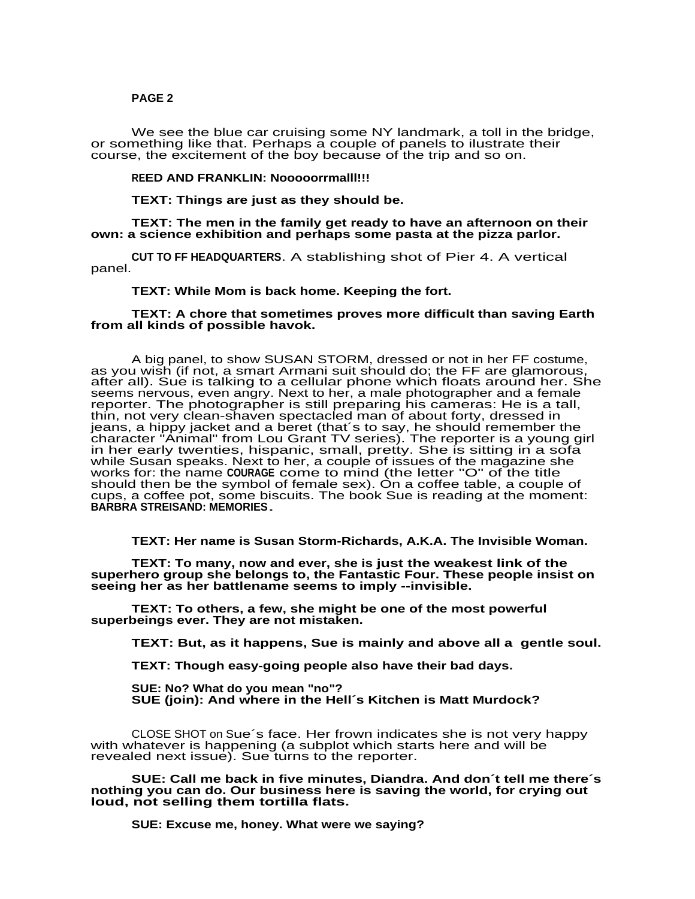**PAGE 2**

We see the blue car cruising some NY landmark, a toll in the bridge, or something like that. Perhaps a couple of panels to ilustrate their course, the excitement of the boy because of the trip and so on.

**REED AND FRANKLIN: Nooooorrmalll!!!**

**TEXT: Things are just as they should be.**

**TEXT: The men in the family get ready to have an afternoon on their own: a science exhibition and perhaps some pasta at the pizza parlor.**

**CUT TO FF HEADQUARTERS**. A stablishing shot of Pier 4. A vertical panel.

**TEXT: While Mom is back home. Keeping the fort.**

**TEXT: A chore that sometimes proves more difficult than saving Earth from all kinds of possible havok.**

A big panel, to show SUSAN STORM, dressed or not in her FF costume, as you wish (if not, a smart Armani suit should do; the FF are glamorous, after all). Sue is talking to a cellular phone which floats around her. She seems nervous, even angry. Next to her, a male photographer and a female reporter. The photographer is still preparing his cameras: He is a tall, thin, not very clean-shaven spectacled man of about forty, dressed in jeans, a hippy jacket and a beret (that´s to say, he should remember the character "Animal" from Lou Grant TV series). The reporter is a young girl in her early twenties, hispanic, small, pretty. She is sitting in a sofa while Susan speaks. Next to her, a couple of issues of the magazine she works for: the name **COURAGE** come to mind (the letter "O" of the title should then be the symbol of female sex). On a coffee table, a couple of cups, a coffee pot, some biscuits. The book Sue is reading at the moment: **BARBRA STREISAND: MEMORIES.**

**TEXT: Her name is Susan Storm-Richards, A.K.A. The Invisible Woman.**

**TEXT: To many, now and ever, she is just the weakest link of the superhero group she belongs to, the Fantastic Four. These people insist on seeing her as her battlename seems to imply --invisible.**

**TEXT: To others, a few, she might be one of the most powerful superbeings ever. They are not mistaken.**

**TEXT: But, as it happens, Sue is mainly and above all a gentle soul.**

**TEXT: Though easy-going people also have their bad days.**

**SUE: No? What do you mean "no"?**
**SUE (join): And where in the Hell´s Kitchen is Matt Murdock?**

CLOSE SHOT on Sue´s face. Her frown indicates she is not very happy with whatever is happening (a subplot which starts here and will be revealed next issue). Sue turns to the reporter.

**SUE: Call me back in five minutes, Diandra. And don´t tell me there´s nothing you can do. Our business here is saving the world, for crying out loud, not selling them tortilla flats.**

**SUE: Excuse me, honey. What were we saying?**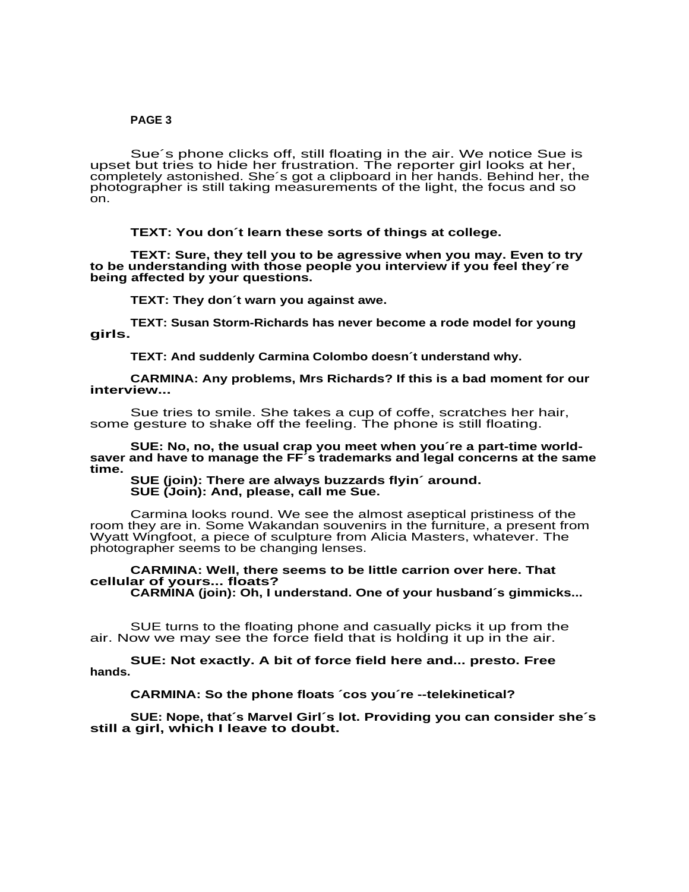**PAGE 3**

Sue´s phone clicks off, still floating in the air. We notice Sue is upset but tries to hide her frustration. The reporter girl looks at her, completely astonished. She´s got a clipboard in her hands. Behind her, the photographer is still taking measurements of the light, the focus and so on.

**TEXT: You don´t learn these sorts of things at college.**

**TEXT: Sure, they tell you to be agressive when you may. Even to try to be understanding with those people you interview if you feel they´re being affected by your questions.**

**TEXT: They don´t warn you against awe.**

**TEXT: Susan Storm-Richards has never become a rode model for young girls.**

**TEXT: And suddenly Carmina Colombo doesn´t understand why.**

**CARMINA: Any problems, Mrs Richards? If this is a bad moment for our interview...**

Sue tries to smile. She takes a cup of coffe, scratches her hair, some gesture to shake off the feeling. The phone is still floating.

**SUE: No, no, the usual crap you meet when you´re a part-time world-saver and have to manage the FF´s trademarks and legal concerns at the same time.**
**SUE (join): There are always buzzards flyin´ around.**
**SUE (Join): And, please, call me Sue.**

Carmina looks round. We see the almost aseptical pristiness of the room they are in. Some Wakandan souvenirs in the furniture, a present from Wyatt Wingfoot, a piece of sculpture from Alicia Masters, whatever. The photographer seems to be changing lenses.

**CARMINA: Well, there seems to be little carrion over here. That cellular of yours... floats?**
**CARMINA (join): Oh, I understand. One of your husband´s gimmicks...**

SUE turns to the floating phone and casually picks it up from the air. Now we may see the force field that is holding it up in the air.

**SUE: Not exactly. A bit of force field here and... presto. Free hands.**

**CARMINA: So the phone floats ´cos you´re --telekinetical?**

**SUE: Nope, that´s Marvel Girl´s lot. Providing you can consider she´s still a girl, which I leave to doubt.**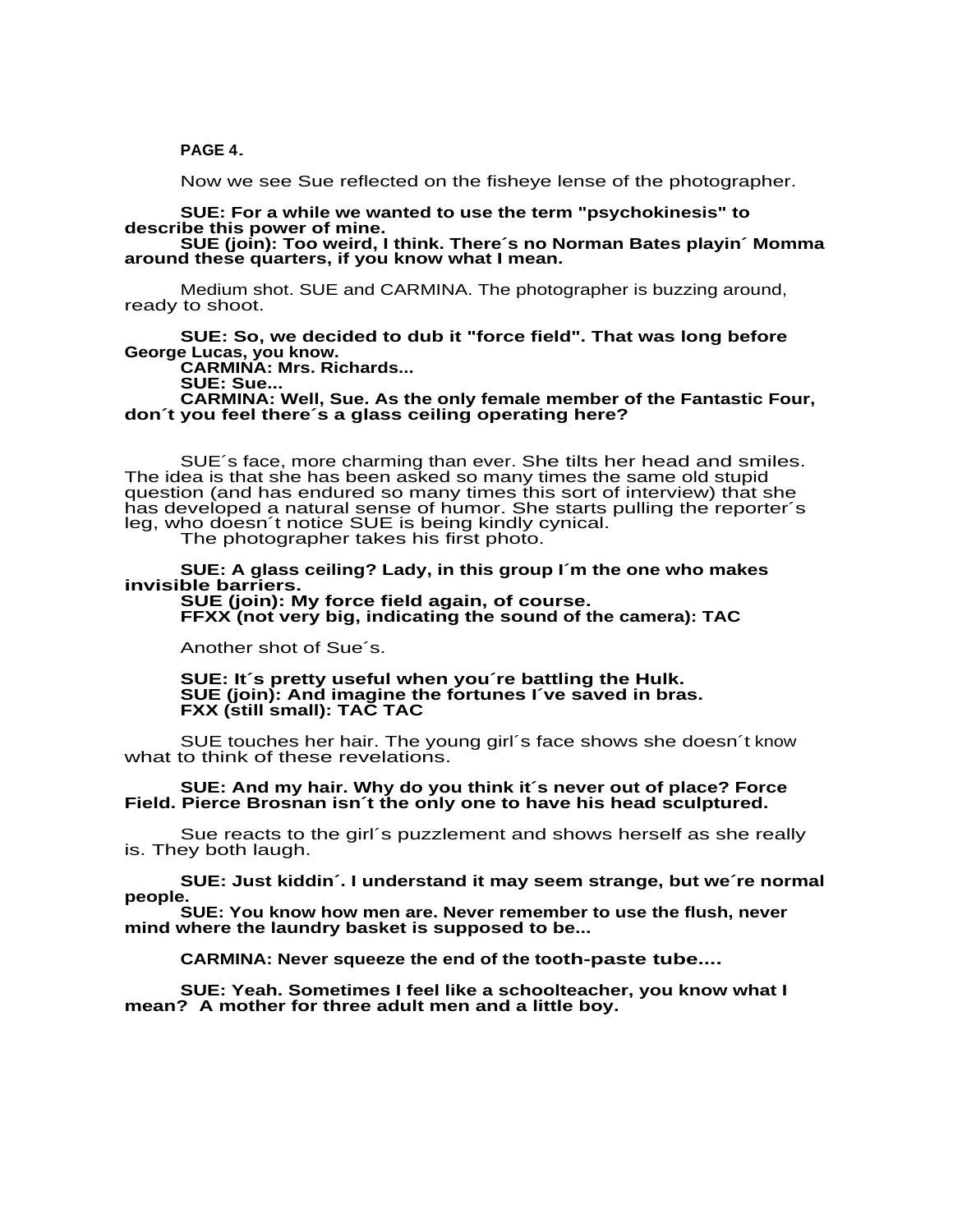**PAGE 4.**

Now we see Sue reflected on the fisheye lense of the photographer.

**SUE: For a while we wanted to use the term "psychokinesis" to describe this power of mine.**
**SUE (join): Too weird, I think. There´s no Norman Bates playin´ Momma around these quarters, if you know what I mean.**

Medium shot. SUE and CARMINA. The photographer is buzzing around, ready to shoot.

**SUE: So, we decided to dub it "force field". That was long before George Lucas, you know.**
**CARMINA: Mrs. Richards...**
**SUE: Sue...**
**CARMINA: Well, Sue. As the only female member of the Fantastic Four, don´t you feel there´s a glass ceiling operating here?**

SUE´s face, more charming than ever. She tilts her head and smiles. The idea is that she has been asked so many times the same old stupid question (and has endured so many times this sort of interview) that she has developed a natural sense of humor. She starts pulling the reporter´s leg, who doesn´t notice SUE is being kindly cynical.
The photographer takes his first photo.

**SUE: A glass ceiling? Lady, in this group I´m the one who makes invisible barriers.**
**SUE (join): My force field again, of course.**
**FFXX (not very big, indicating the sound of the camera): TAC**

Another shot of Sue´s.

**SUE: It´s pretty useful when you´re battling the Hulk.**
**SUE (join): And imagine the fortunes I´ve saved in bras.**
**FXX (still small): TAC TAC**

SUE touches her hair. The young girl´s face shows she doesn´t know what to think of these revelations.

**SUE: And my hair. Why do you think it´s never out of place? Force Field. Pierce Brosnan isn´t the only one to have his head sculptured.**

Sue reacts to the girl´s puzzlement and shows herself as she really is. They both laugh.

**SUE: Just kiddin´. I understand it may seem strange, but we´re normal people.**
**SUE: You know how men are. Never remember to use the flush, never mind where the laundry basket is supposed to be...**

**CARMINA: Never squeeze the end of the tooth-paste tube....**

**SUE: Yeah. Sometimes I feel like a schoolteacher, you know what I mean? A mother for three adult men and a little boy.**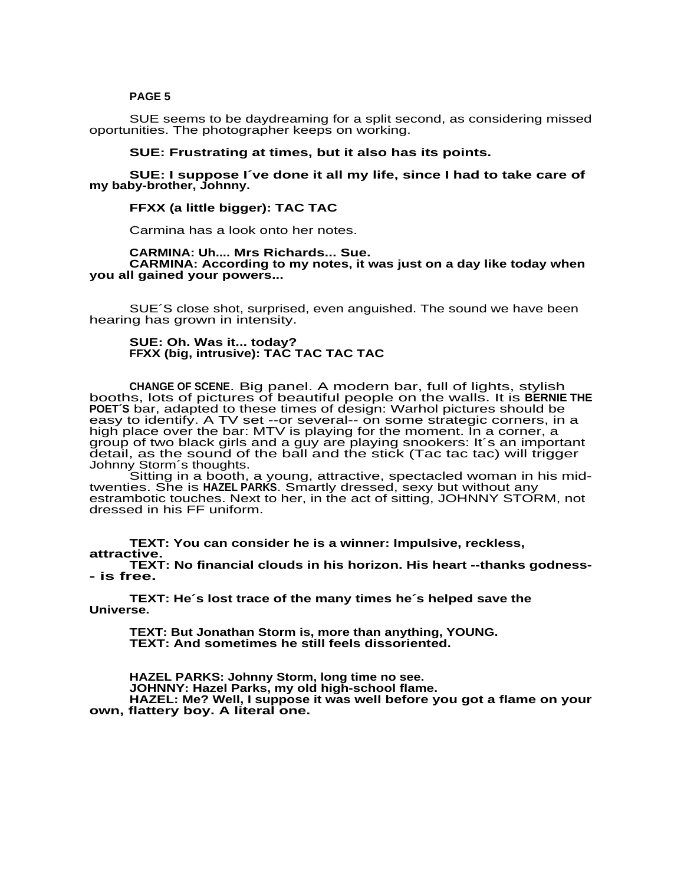**PAGE 5**

SUE seems to be daydreaming for a split second, as considering missed oportunities. The photographer keeps on working.

**SUE: Frustrating at times, but it also has its points.**

**SUE: I suppose I´ve done it all my life, since I had to take care of my baby-brother, Johnny.**

**FFXX (a little bigger): TAC TAC**

Carmina has a look onto her notes.

**CARMINA: Uh.... Mrs Richards... Sue.**
**CARMINA: According to my notes, it was just on a day like today when you all gained your powers...**

SUE´S close shot, surprised, even anguished. The sound we have been hearing has grown in intensity.

**SUE: Oh. Was it... today?**
**FFXX (big, intrusive): TAC TAC TAC TAC**

**CHANGE OF SCENE**. Big panel. A modern bar, full of lights, stylish booths, lots of pictures of beautiful people on the walls. It is **BERNIE THE POET´S** bar, adapted to these times of design: Warhol pictures should be easy to identify. A TV set --or several-- on some strategic corners, in a high place over the bar: MTV is playing for the moment. In a corner, a group of two black girls and a guy are playing snookers: It´s an important detail, as the sound of the ball and the stick (Tac tac tac) will trigger Johnny Storm´s thoughts.

Sitting in a booth, a young, attractive, spectacled woman in his mid-twenties. She is **HAZEL PARKS**. Smartly dressed, sexy but without any estrambotic touches. Next to her, in the act of sitting, JOHNNY STORM, not dressed in his FF uniform.

**TEXT: You can consider he is a winner: Impulsive, reckless, attractive.**
**TEXT: No financial clouds in his horizon. His heart --thanks godness-- is free.**

**TEXT: He´s lost trace of the many times he´s helped save the Universe.**

**TEXT: But Jonathan Storm is, more than anything, YOUNG.**
**TEXT: And sometimes he still feels dissoriented.**

**HAZEL PARKS: Johnny Storm, long time no see.**
**JOHNNY: Hazel Parks, my old high-school flame.**
**HAZEL: Me? Well, I suppose it was well before you got a flame on your own, flattery boy. A literal one.**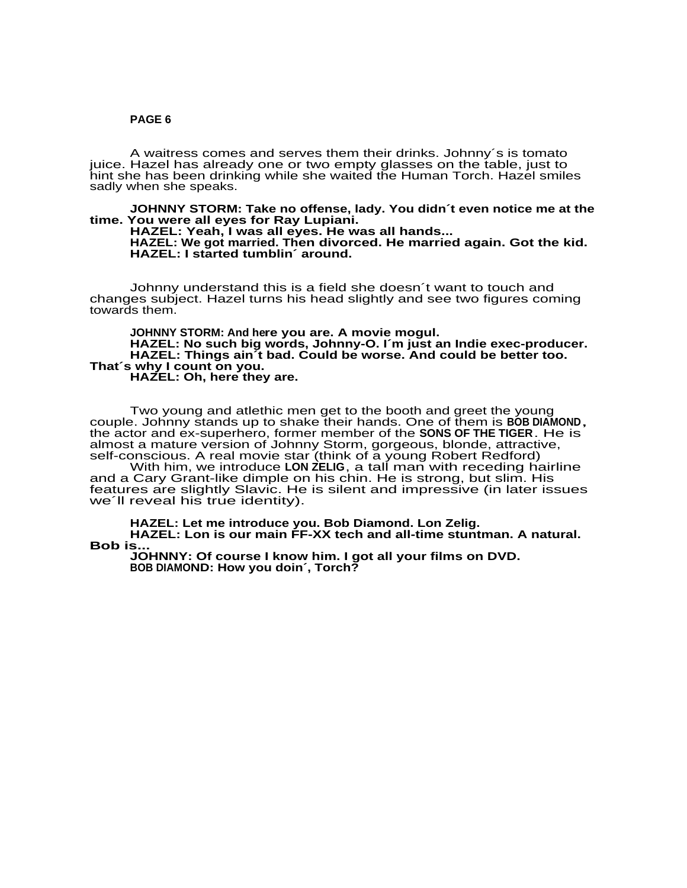**PAGE 6**

A waitress comes and serves them their drinks. Johnny´s is tomato juice. Hazel has already one or two empty glasses on the table, just to hint she has been drinking while she waited the Human Torch. Hazel smiles sadly when she speaks.

**JOHNNY STORM: Take no offense, lady. You didn´t even notice me at the time. You were all eyes for Ray Lupiani.**
**HAZEL: Yeah, I was all eyes. He was all hands...**
**HAZEL: We got married. Then divorced. He married again. Got the kid.**
**HAZEL: I started tumblin´ around.**

Johnny understand this is a field she doesn´t want to touch and changes subject. Hazel turns his head slightly and see two figures coming towards them.

**JOHNNY STORM: And here you are. A movie mogul.**
**HAZEL: No such big words, Johnny-O. I´m just an Indie exec-producer.**
**HAZEL: Things ain´t bad. Could be worse. And could be better too. That´s why I count on you.**
**HAZEL: Oh, here they are.**

Two young and atlethic men get to the booth and greet the young couple. Johnny stands up to shake their hands. One of them is **BOB DIAMOND**, the actor and ex-superhero, former member of the **SONS OF THE TIGER**. He is almost a mature version of Johnny Storm, gorgeous, blonde, attractive, self-conscious. A real movie star (think of a young Robert Redford)

With him, we introduce **LON ZELIG**, a tall man with receding hairline and a Cary Grant-like dimple on his chin. He is strong, but slim. His features are slightly Slavic. He is silent and impressive (in later issues we´ll reveal his true identity).

**HAZEL: Let me introduce you. Bob Diamond. Lon Zelig.**
**HAZEL: Lon is our main FF-XX tech and all-time stuntman. A natural. Bob is...**
**JOHNNY: Of course I know him. I got all your films on DVD.**
**BOB DIAMOND: How you doin´, Torch?**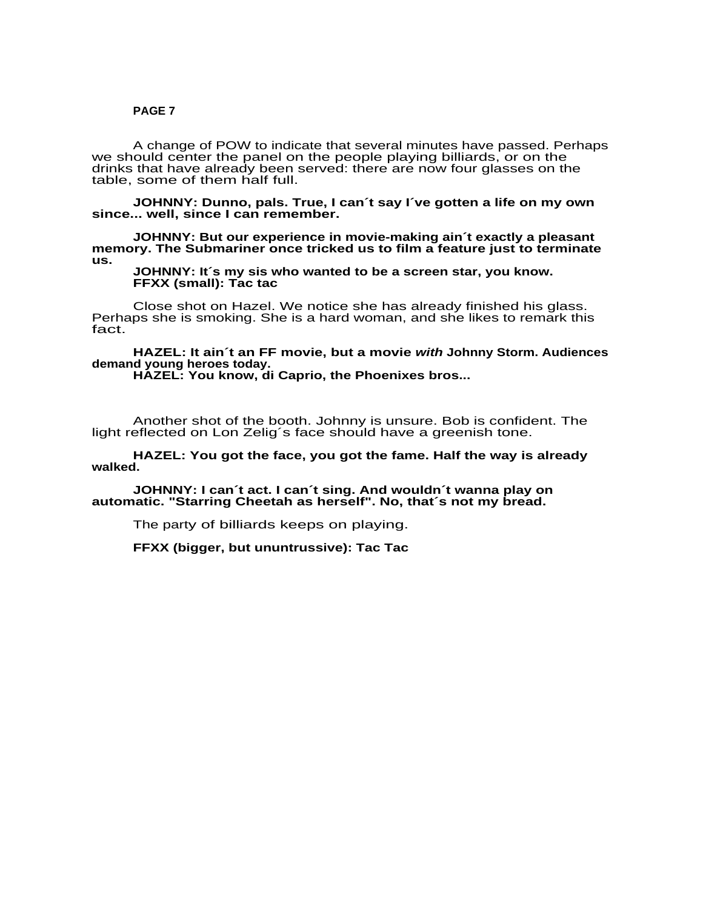**PAGE 7**

A change of POW to indicate that several minutes have passed. Perhaps we should center the panel on the people playing billiards, or on the drinks that have already been served: there are now four glasses on the table, some of them half full.

**JOHNNY: Dunno, pals. True, I can´t say I´ve gotten a life on my own since... well, since I can remember.**

**JOHNNY: But our experience in movie-making ain´t exactly a pleasant memory. The Submariner once tricked us to film a feature just to terminate us.**
**JOHNNY: It´s my sis who wanted to be a screen star, you know.**
**FFXX (small): Tac tac**

Close shot on Hazel. We notice she has already finished his glass. Perhaps she is smoking. She is a hard woman, and she likes to remark this fact.

**HAZEL: It ain´t an FF movie, but a movie *with* Johnny Storm. Audiences demand young heroes today.**
**HAZEL: You know, di Caprio, the Phoenixes bros...**

Another shot of the booth. Johnny is unsure. Bob is confident. The light reflected on Lon Zelig´s face should have a greenish tone.

**HAZEL: You got the face, you got the fame. Half the way is already walked.**

**JOHNNY: I can´t act. I can´t sing. And wouldn´t wanna play on automatic. "Starring Cheetah as herself". No, that´s not my bread.**

The party of billiards keeps on playing.

**FFXX (bigger, but ununtrussive): Tac Tac**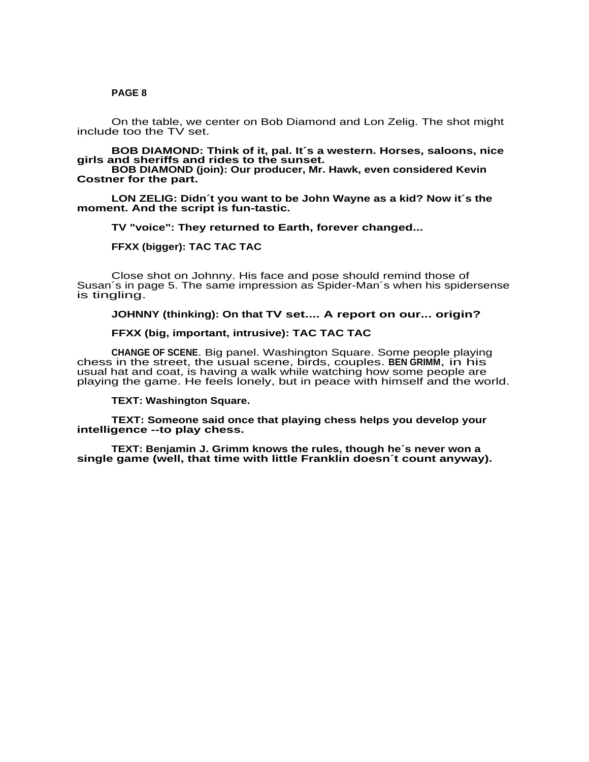**PAGE 8**

On the table, we center on Bob Diamond and Lon Zelig. The shot might include too the TV set.

**BOB DIAMOND: Think of it, pal. It´s a western. Horses, saloons, nice girls and sheriffs and rides to the sunset.**
**BOB DIAMOND (join): Our producer, Mr. Hawk, even considered Kevin Costner for the part.**

**LON ZELIG: Didn´t you want to be John Wayne as a kid? Now it´s the moment. And the script is fun-tastic.**

**TV "voice": They returned to Earth, forever changed...**

**FFXX (bigger): TAC TAC TAC**

Close shot on Johnny. His face and pose should remind those of Susan´s in page 5. The same impression as Spider-Man´s when his spidersense is tingling.

**JOHNNY (thinking): On that TV set.... A report on our... origin?**

**FFXX (big, important, intrusive): TAC TAC TAC**

**CHANGE OF SCENE**. Big panel. Washington Square. Some people playing chess in the street, the usual scene, birds, couples. **BEN GRIMM**, in his usual hat and coat, is having a walk while watching how some people are playing the game. He feels lonely, but in peace with himself and the world.

**TEXT: Washington Square.**

**TEXT: Someone said once that playing chess helps you develop your intelligence --to play chess.**

**TEXT: Benjamin J. Grimm knows the rules, though he´s never won a single game (well, that time with little Franklin doesn´t count anyway).**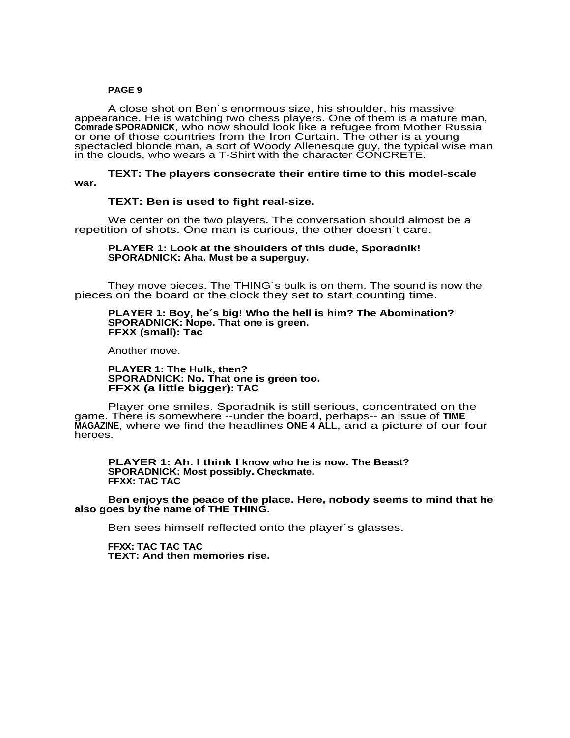**PAGE 9**

A close shot on Ben´s enormous size, his shoulder, his massive appearance. He is watching two chess players. One of them is a mature man, **Comrade SPORADNICK**, who now should look like a refugee from Mother Russia or one of those countries from the Iron Curtain. The other is a young spectacled blonde man, a sort of Woody Allenesque guy, the typical wise man in the clouds, who wears a T-Shirt with the character CONCRETE.

**TEXT: The players consecrate their entire time to this model-scale war.**

**TEXT: Ben is used to fight real-size.**

We center on the two players. The conversation should almost be a repetition of shots. One man is curious, the other doesn´t care.

**PLAYER 1: Look at the shoulders of this dude, Sporadnik!**
**SPORADNICK: Aha. Must be a superguy.**

They move pieces. The THING´s bulk is on them. The sound is now the pieces on the board or the clock they set to start counting time.

**PLAYER 1: Boy, he´s big! Who the hell is him? The Abomination?**
**SPORADNICK: Nope. That one is green.**
**FFXX (small): Tac**

Another move.

**PLAYER 1: The Hulk, then?**
**SPORADNICK: No. That one is green too.**
**FFXX (a little bigger): TAC**

Player one smiles. Sporadnik is still serious, concentrated on the game. There is somewhere --under the board, perhaps-- an issue of **TIME MAGAZINE**, where we find the headlines **ONE 4 ALL**, and a picture of our four heroes.

**PLAYER 1: Ah. I think I know who he is now. The Beast?**
**SPORADNICK: Most possibly. Checkmate.**
**FFXX: TAC TAC**

**Ben enjoys the peace of the place. Here, nobody seems to mind that he also goes by the name of THE THING.**

Ben sees himself reflected onto the player´s glasses.

**FFXX: TAC TAC TAC**
**TEXT: And then memories rise.**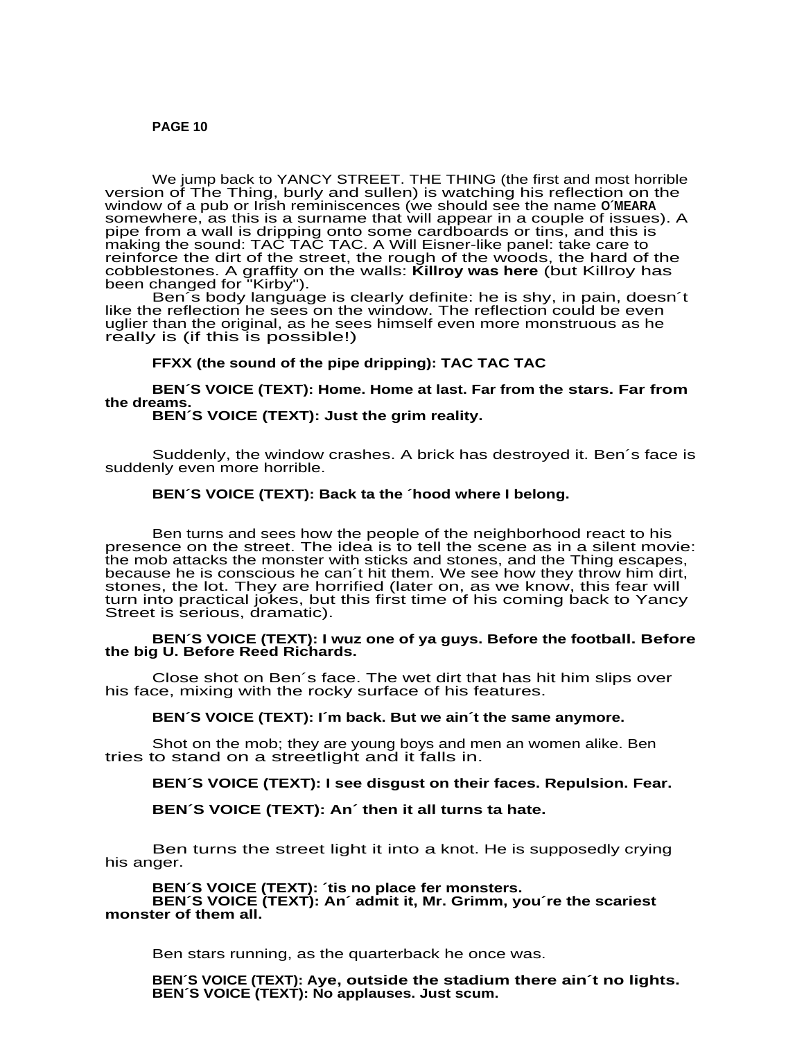**PAGE 10**

We jump back to YANCY STREET. THE THING (the first and most horrible version of The Thing, burly and sullen) is watching his reflection on the window of a pub or Irish reminiscences (we should see the name **O´MEARA** somewhere, as this is a surname that will appear in a couple of issues). A pipe from a wall is dripping onto some cardboards or tins, and this is making the sound: TAC TAC TAC. A Will Eisner-like panel: take care to reinforce the dirt of the street, the rough of the woods, the hard of the cobblestones. A graffity on the walls: **Killroy was here** (but Killroy has been changed for "Kirby").

Ben´s body language is clearly definite: he is shy, in pain, doesn´t like the reflection he sees on the window. The reflection could be even uglier than the original, as he sees himself even more monstruous as he really is (if this is possible!)

**FFXX (the sound of the pipe dripping): TAC TAC TAC**

**BEN´S VOICE (TEXT): Home. Home at last. Far from the stars. Far from the dreams.**

**BEN´S VOICE (TEXT): Just the grim reality.**

Suddenly, the window crashes. A brick has destroyed it. Ben´s face is suddenly even more horrible.

**BEN´S VOICE (TEXT): Back ta the ´hood where I belong.**

Ben turns and sees how the people of the neighborhood react to his presence on the street. The idea is to tell the scene as in a silent movie: the mob attacks the monster with sticks and stones, and the Thing escapes, because he is conscious he can´t hit them. We see how they throw him dirt, stones, the lot. They are horrified (later on, as we know, this fear will turn into practical jokes, but this first time of his coming back to Yancy Street is serious, dramatic).

**BEN´S VOICE (TEXT): I wuz one of ya guys. Before the football. Before the big U. Before Reed Richards.**

Close shot on Ben´s face. The wet dirt that has hit him slips over his face, mixing with the rocky surface of his features.

**BEN´S VOICE (TEXT): I´m back. But we ain´t the same anymore.**

Shot on the mob; they are young boys and men an women alike. Ben tries to stand on a streetlight and it falls in.

**BEN´S VOICE (TEXT): I see disgust on their faces. Repulsion. Fear.**

**BEN´S VOICE (TEXT): An´ then it all turns ta hate.**

Ben turns the street light it into a knot. He is supposedly crying his anger.

**BEN´S VOICE (TEXT): ´tis no place fer monsters.**

**BEN´S VOICE (TEXT): An´ admit it, Mr. Grimm, you´re the scariest monster of them all.**

Ben stars running, as the quarterback he once was.

**BEN´S VOICE (TEXT): Aye, outside the stadium there ain´t no lights.**

**BEN´S VOICE (TEXT): No applauses. Just scum.**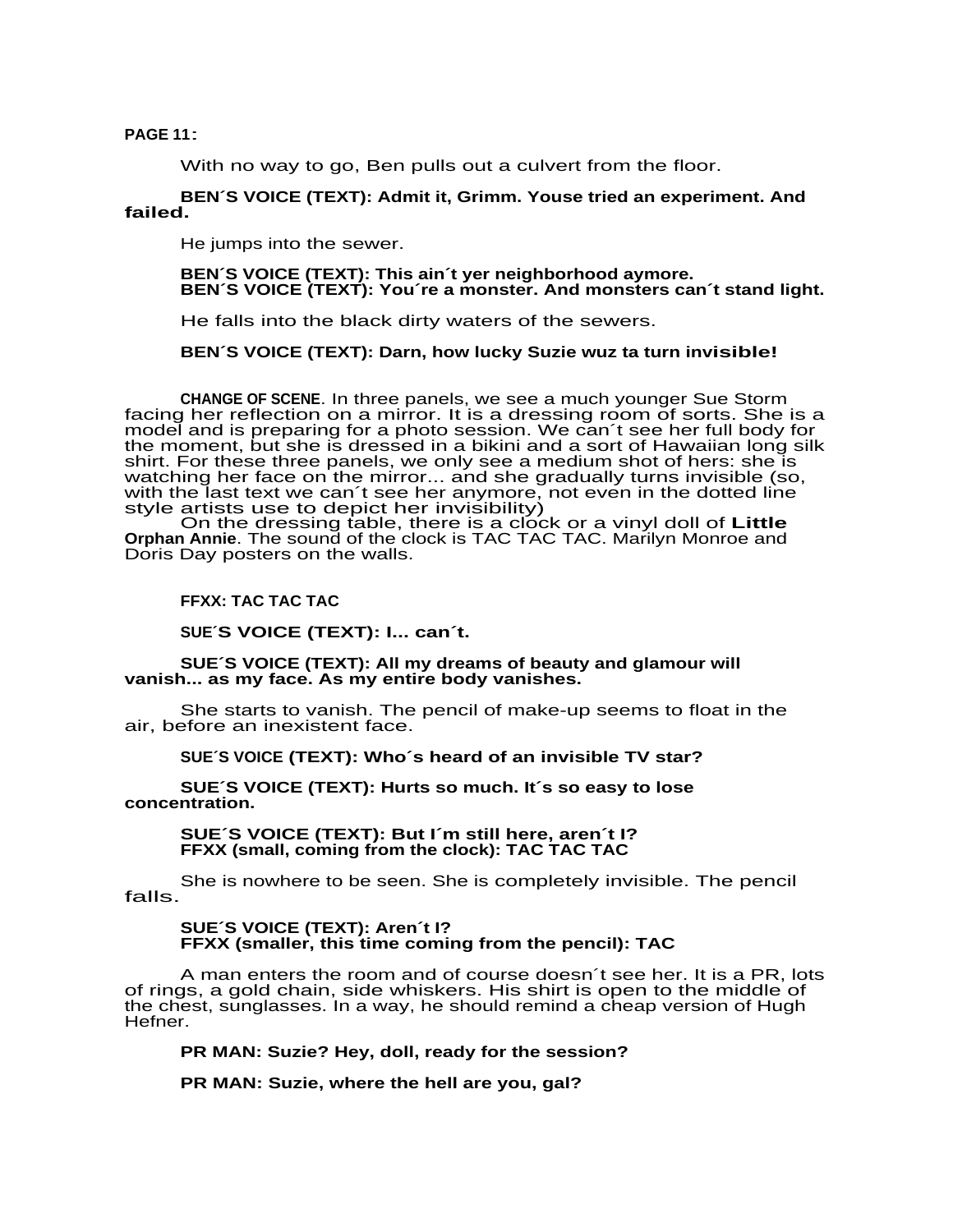**PAGE 11:**

With no way to go, Ben pulls out a culvert from the floor.

**BEN´S VOICE (TEXT): Admit it, Grimm. Youse tried an experiment. And failed.**

He jumps into the sewer.

**BEN´S VOICE (TEXT): This ain´t yer neighborhood aymore.**
**BEN´S VOICE (TEXT): You´re a monster. And monsters can´t stand light.**

He falls into the black dirty waters of the sewers.

**BEN´S VOICE (TEXT): Darn, how lucky Suzie wuz ta turn invisible!**

**CHANGE OF SCENE**. In three panels, we see a much younger Sue Storm facing her reflection on a mirror. It is a dressing room of sorts. She is a model and is preparing for a photo session. We can´t see her full body for the moment, but she is dressed in a bikini and a sort of Hawaiian long silk shirt. For these three panels, we only see a medium shot of hers: she is watching her face on the mirror... and she gradually turns invisible (so, with the last text we can´t see her anymore, not even in the dotted line style artists use to depict her invisibility)

On the dressing table, there is a clock or a vinyl doll of **Little Orphan Annie**. The sound of the clock is TAC TAC TAC. Marilyn Monroe and Doris Day posters on the walls.

**FFXX: TAC TAC TAC**

**SUE´S VOICE (TEXT): I... can´t.**

**SUE´S VOICE (TEXT): All my dreams of beauty and glamour will vanish... as my face. As my entire body vanishes.**

She starts to vanish. The pencil of make-up seems to float in the air, before an inexistent face.

**SUE´S VOICE (TEXT): Who´s heard of an invisible TV star?**

**SUE´S VOICE (TEXT): Hurts so much. It´s so easy to lose concentration.**

**SUE´S VOICE (TEXT): But I´m still here, aren´t I?**
**FFXX (small, coming from the clock): TAC TAC TAC**

She is nowhere to be seen. She is completely invisible. The pencil falls.

**SUE´S VOICE (TEXT): Aren´t I?**
**FFXX (smaller, this time coming from the pencil): TAC**

A man enters the room and of course doesn´t see her. It is a PR, lots of rings, a gold chain, side whiskers. His shirt is open to the middle of the chest, sunglasses. In a way, he should remind a cheap version of Hugh Hefner.

**PR MAN: Suzie? Hey, doll, ready for the session?**

**PR MAN: Suzie, where the hell are you, gal?**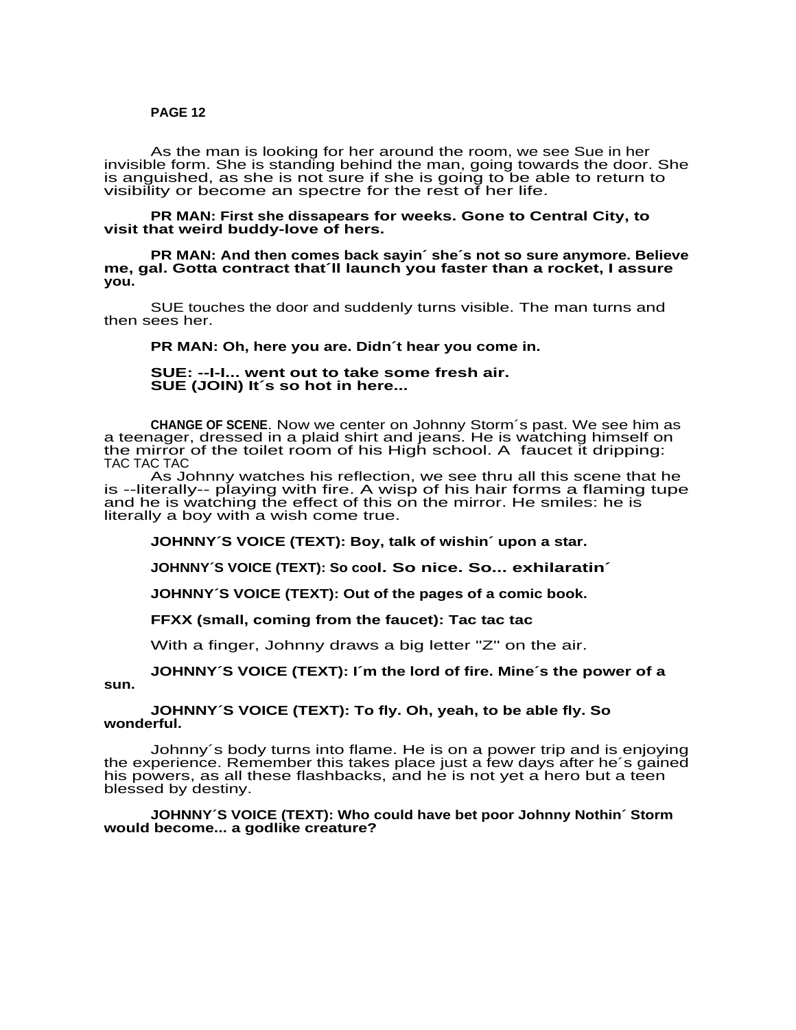**PAGE 12**

As the man is looking for her around the room, we see Sue in her invisible form. She is standing behind the man, going towards the door. She is anguished, as she is not sure if she is going to be able to return to visibility or become an spectre for the rest of her life.

**PR MAN: First she dissapears for weeks. Gone to Central City, to visit that weird buddy-love of hers.**

**PR MAN: And then comes back sayin´ she´s not so sure anymore. Believe me, gal. Gotta contract that´ll launch you faster than a rocket, I assure you.**

SUE touches the door and suddenly turns visible. The man turns and then sees her.

**PR MAN: Oh, here you are. Didn´t hear you come in.**

**SUE: --I-I... went out to take some fresh air.**
**SUE (JOIN) It´s so hot in here...**

**CHANGE OF SCENE**. Now we center on Johnny Storm´s past. We see him as a teenager, dressed in a plaid shirt and jeans. He is watching himself on the mirror of the toilet room of his High school. A faucet it dripping: TAC TAC TAC

As Johnny watches his reflection, we see thru all this scene that he is --literally-- playing with fire. A wisp of his hair forms a flaming tupe and he is watching the effect of this on the mirror. He smiles: he is literally a boy with a wish come true.

**JOHNNY´S VOICE (TEXT): Boy, talk of wishin´ upon a star.**

**JOHNNY´S VOICE (TEXT): So cool. So nice. So... exhilaratin´**

**JOHNNY´S VOICE (TEXT): Out of the pages of a comic book.**

**FFXX (small, coming from the faucet): Tac tac tac**

With a finger, Johnny draws a big letter "Z" on the air.

**JOHNNY´S VOICE (TEXT): I´m the lord of fire. Mine´s the power of a sun.**

**JOHNNY´S VOICE (TEXT): To fly. Oh, yeah, to be able fly. So wonderful.**

Johnny´s body turns into flame. He is on a power trip and is enjoying the experience. Remember this takes place just a few days after he´s gained his powers, as all these flashbacks, and he is not yet a hero but a teen blessed by destiny.

**JOHNNY´S VOICE (TEXT): Who could have bet poor Johnny Nothin´ Storm would become... a godlike creature?**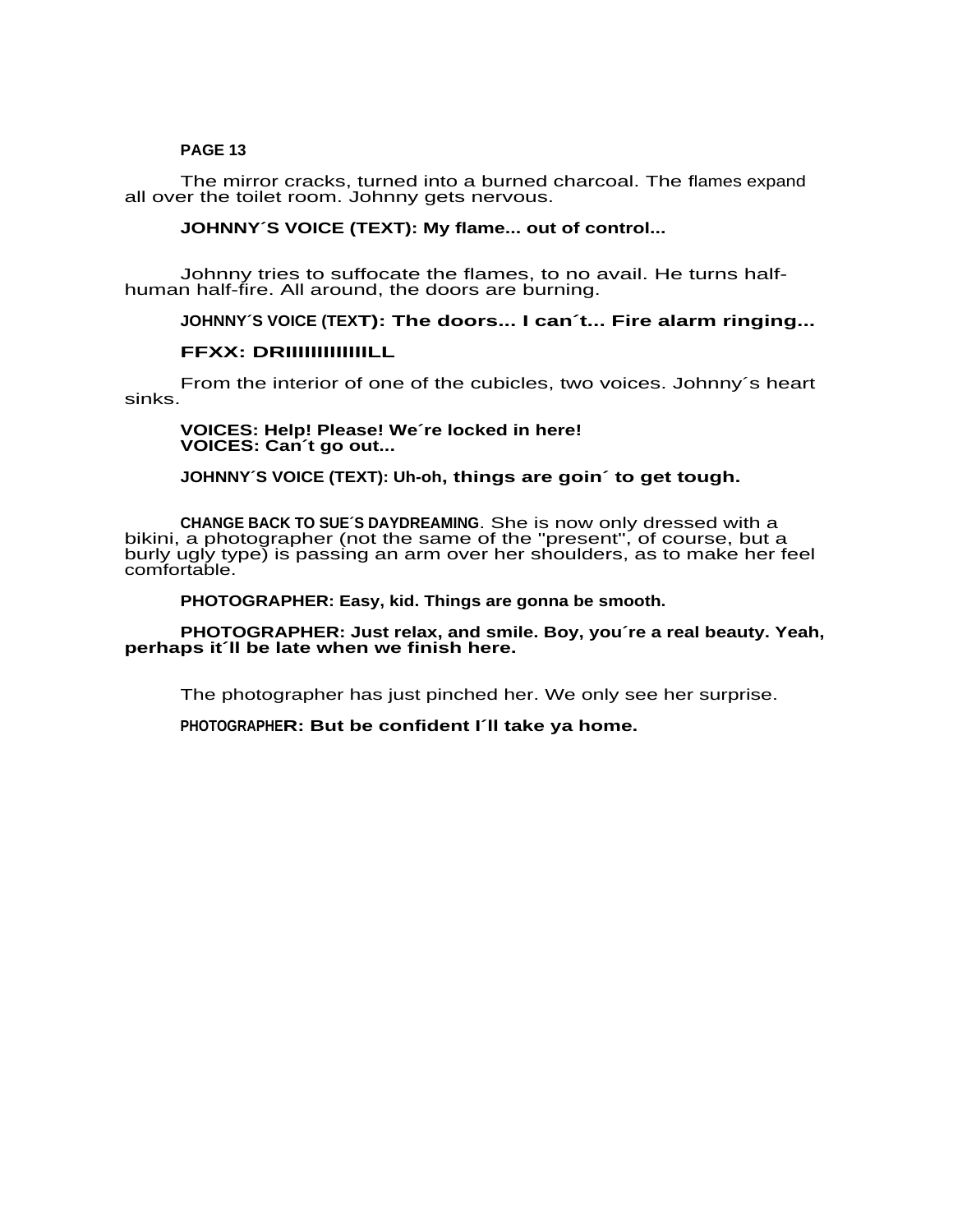**PAGE 13**

The mirror cracks, turned into a burned charcoal. The flames expand all over the toilet room. Johnny gets nervous.

**JOHNNY´S VOICE (TEXT): My flame... out of control...**

Johnny tries to suffocate the flames, to no avail. He turns half-human half-fire. All around, the doors are burning.

**JOHNNY´S VOICE (TEXT): The doors... I can´t... Fire alarm ringing...**

**FFXX: DRIIIIIIIIIIIIILL**

From the interior of one of the cubicles, two voices. Johnny´s heart sinks.

**VOICES: Help! Please! We´re locked in here!**
**VOICES: Can´t go out...**

**JOHNNY´S VOICE (TEXT): Uh-oh, things are goin´ to get tough.**

**CHANGE BACK TO SUE´S DAYDREAMING**. She is now only dressed with a bikini, a photographer (not the same of the "present", of course, but a burly ugly type) is passing an arm over her shoulders, as to make her feel comfortable.

**PHOTOGRAPHER: Easy, kid. Things are gonna be smooth.**

**PHOTOGRAPHER: Just relax, and smile. Boy, you´re a real beauty. Yeah, perhaps it´ll be late when we finish here.**

The photographer has just pinched her. We only see her surprise.

**PHOTOGRAPHER: But be confident I´ll take ya home.**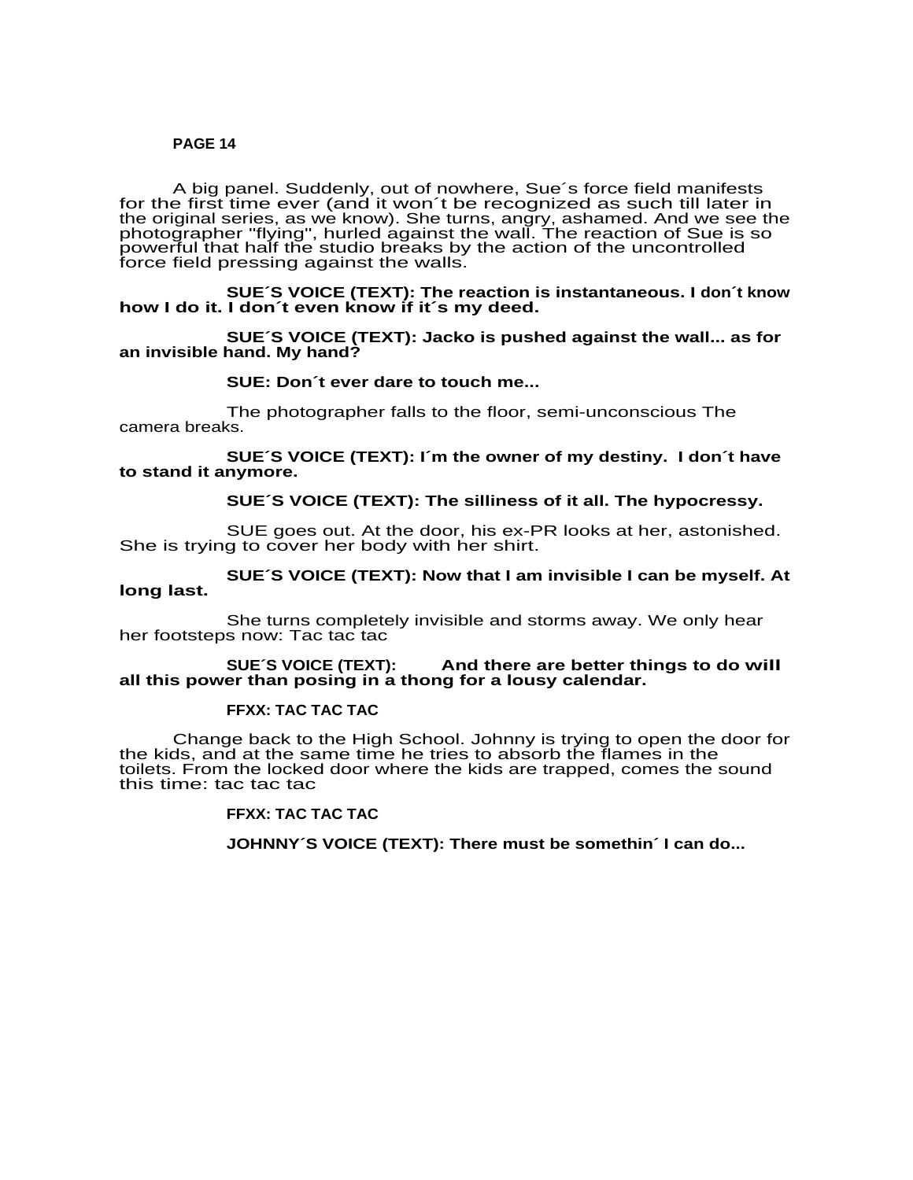**PAGE 14**

A big panel. Suddenly, out of nowhere, Sue´s force field manifests for the first time ever (and it won´t be recognized as such till later in the original series, as we know). She turns, angry, ashamed. And we see the photographer "flying", hurled against the wall. The reaction of Sue is so powerful that half the studio breaks by the action of the uncontrolled force field pressing against the walls.

**SUE´S VOICE (TEXT): The reaction is instantaneous. I don´t know how I do it. I don´t even know if it´s my deed.**

**SUE´S VOICE (TEXT): Jacko is pushed against the wall... as for an invisible hand. My hand?**

**SUE: Don´t ever dare to touch me...**

The photographer falls to the floor, semi-unconscious The camera breaks.

**SUE´S VOICE (TEXT): I´m the owner of my destiny. I don´t have to stand it anymore.**

**SUE´S VOICE (TEXT): The silliness of it all. The hypocressy.**

SUE goes out. At the door, his ex-PR looks at her, astonished. She is trying to cover her body with her shirt.

**SUE´S VOICE (TEXT): Now that I am invisible I can be myself. At long last.**

She turns completely invisible and storms away. We only hear her footsteps now: Tac tac tac

**SUE´S VOICE (TEXT): And there are better things to do will all this power than posing in a thong for a lousy calendar.**

**FFXX: TAC TAC TAC**

Change back to the High School. Johnny is trying to open the door for the kids, and at the same time he tries to absorb the flames in the toilets. From the locked door where the kids are trapped, comes the sound this time: tac tac tac

**FFXX: TAC TAC TAC**

**JOHNNY´S VOICE (TEXT): There must be somethin´ I can do...**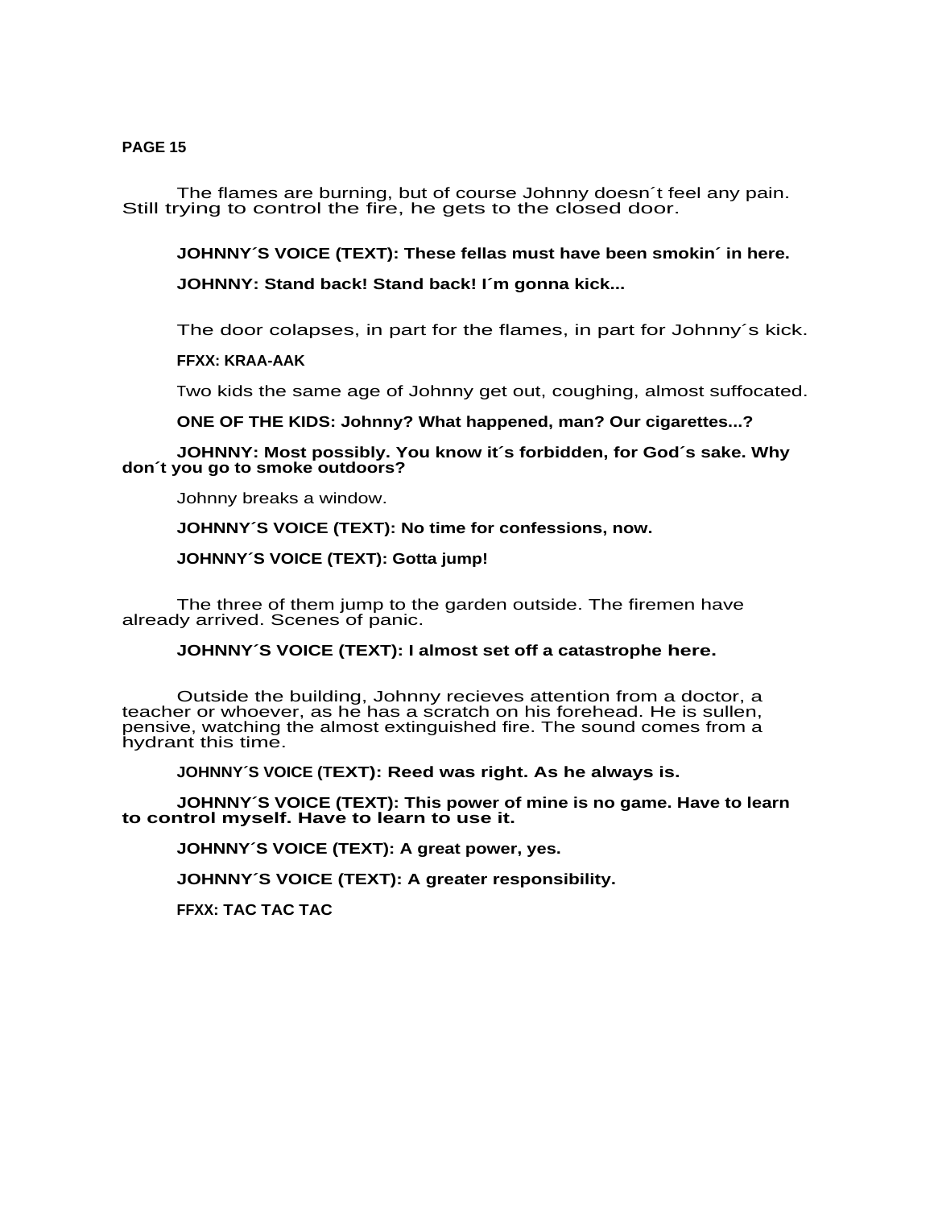**PAGE 15**

The flames are burning, but of course Johnny doesn´t feel any pain. Still trying to control the fire, he gets to the closed door.

**JOHNNY´S VOICE (TEXT): These fellas must have been smokin´ in here.**

**JOHNNY: Stand back! Stand back! I´m gonna kick...**

The door colapses, in part for the flames, in part for Johnny´s kick.

**FFXX: KRAA-AAK**

Two kids the same age of Johnny get out, coughing, almost suffocated.

**ONE OF THE KIDS: Johnny? What happened, man? Our cigarettes...?**

**JOHNNY: Most possibly. You know it´s forbidden, for God´s sake. Why don´t you go to smoke outdoors?**

Johnny breaks a window.

**JOHNNY´S VOICE (TEXT): No time for confessions, now.**

**JOHNNY´S VOICE (TEXT): Gotta jump!**

The three of them jump to the garden outside. The firemen have already arrived. Scenes of panic.

**JOHNNY´S VOICE (TEXT): I almost set off a catastrophe here.**

Outside the building, Johnny recieves attention from a doctor, a teacher or whoever, as he has a scratch on his forehead. He is sullen, pensive, watching the almost extinguished fire. The sound comes from a hydrant this time.

**JOHNNY´S VOICE (TEXT): Reed was right. As he always is.**

**JOHNNY´S VOICE (TEXT): This power of mine is no game. Have to learn to control myself. Have to learn to use it.**

**JOHNNY´S VOICE (TEXT): A great power, yes.**

**JOHNNY´S VOICE (TEXT): A greater responsibility.**

**FFXX: TAC TAC TAC**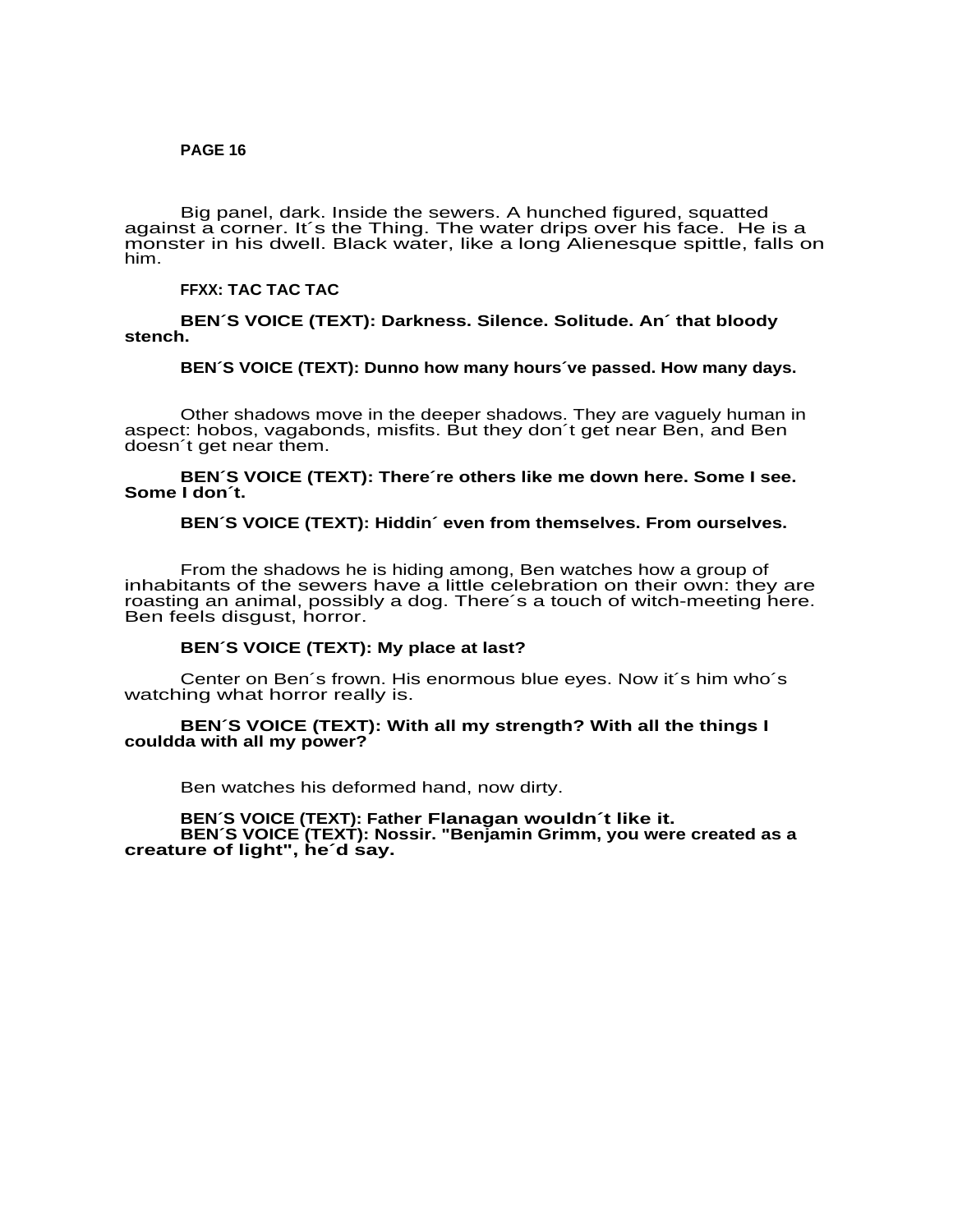**PAGE 16**

Big panel, dark. Inside the sewers. A hunched figured, squatted against a corner. It´s the Thing. The water drips over his face. He is a monster in his dwell. Black water, like a long Alienesque spittle, falls on him.

**FFXX: TAC TAC TAC**

**BEN´S VOICE (TEXT): Darkness. Silence. Solitude. An´ that bloody stench.**

**BEN´S VOICE (TEXT): Dunno how many hours´ve passed. How many days.**

Other shadows move in the deeper shadows. They are vaguely human in aspect: hobos, vagabonds, misfits. But they don´t get near Ben, and Ben doesn´t get near them.

**BEN´S VOICE (TEXT): There´re others like me down here. Some I see. Some I don´t.**

**BEN´S VOICE (TEXT): Hiddin´ even from themselves. From ourselves.**

From the shadows he is hiding among, Ben watches how a group of inhabitants of the sewers have a little celebration on their own: they are roasting an animal, possibly a dog. There´s a touch of witch-meeting here. Ben feels disgust, horror.

**BEN´S VOICE (TEXT): My place at last?**

Center on Ben´s frown. His enormous blue eyes. Now it´s him who´s watching what horror really is.

**BEN´S VOICE (TEXT): With all my strength? With all the things I couldda with all my power?**

Ben watches his deformed hand, now dirty.

**BEN´S VOICE (TEXT): Father Flanagan wouldn´t like it.**
**BEN´S VOICE (TEXT): Nossir. "Benjamin Grimm, you were created as a creature of light", he´d say.**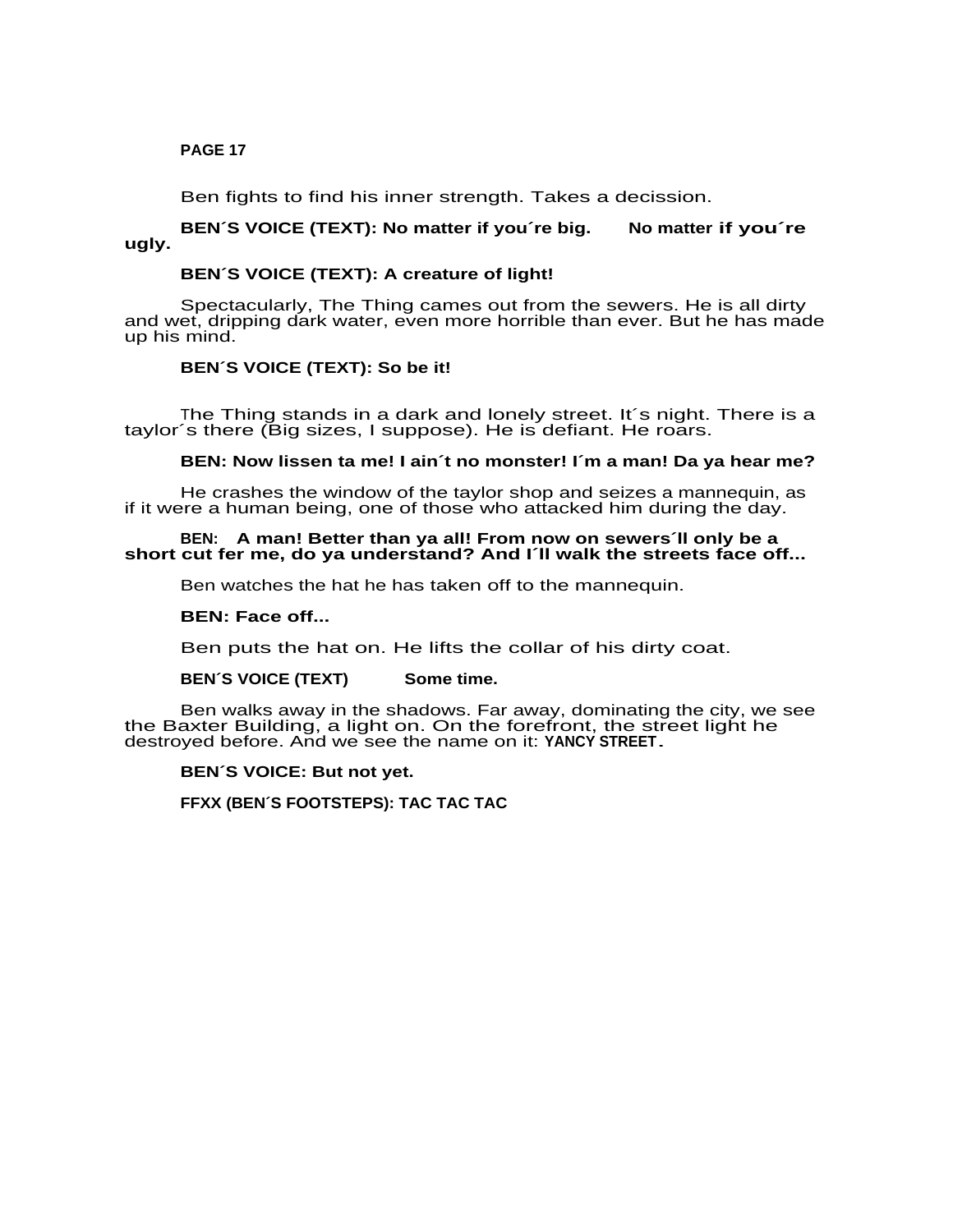**PAGE 17**

Ben fights to find his inner strength. Takes a decission.

**BEN´S VOICE (TEXT): No matter if you´re big. No matter if you´re ugly.**

**BEN´S VOICE (TEXT): A creature of light!**

Spectacularly, The Thing cames out from the sewers. He is all dirty and wet, dripping dark water, even more horrible than ever. But he has made up his mind.

**BEN´S VOICE (TEXT): So be it!**

The Thing stands in a dark and lonely street. It´s night. There is a taylor´s there (Big sizes, I suppose). He is defiant. He roars.

**BEN: Now lissen ta me! I ain´t no monster! I´m a man! Da ya hear me?**

He crashes the window of the taylor shop and seizes a mannequin, as if it were a human being, one of those who attacked him during the day.

**BEN: A man! Better than ya all! From now on sewers´ll only be a short cut fer me, do ya understand? And I´ll walk the streets face off...**

Ben watches the hat he has taken off to the mannequin.

**BEN: Face off...**

Ben puts the hat on. He lifts the collar of his dirty coat.

**BEN´S VOICE (TEXT) Some time.**

Ben walks away in the shadows. Far away, dominating the city, we see the Baxter Building, a light on. On the forefront, the street light he destroyed before. And we see the name on it: **YANCY STREET.**

**BEN´S VOICE: But not yet.**

**FFXX (BEN´S FOOTSTEPS): TAC TAC TAC**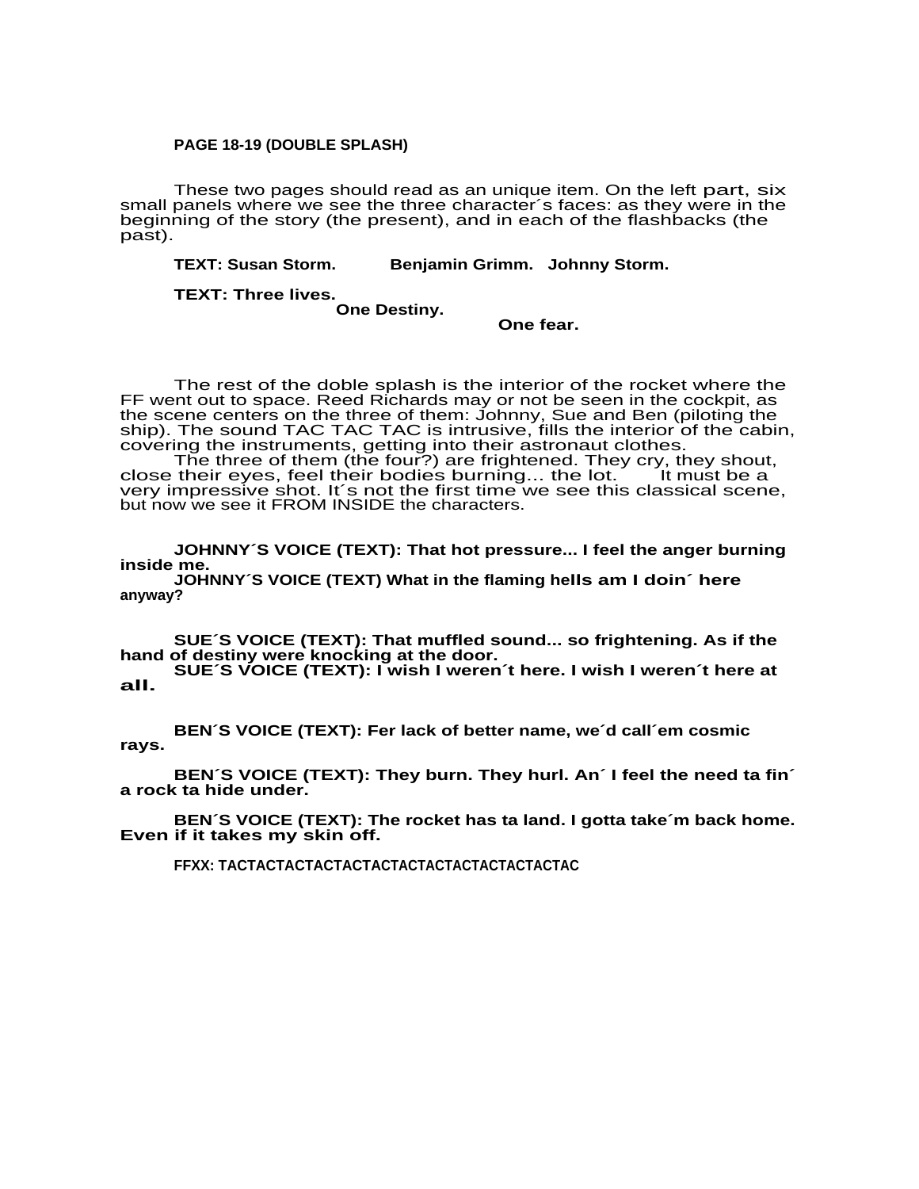**PAGE 18-19 (DOUBLE SPLASH)**

These two pages should read as an unique item. On the left part, six small panels where we see the three character´s faces: as they were in the beginning of the story (the present), and in each of the flashbacks (the past).

**TEXT: Susan Storm. Benjamin Grimm. Johnny Storm.**

**TEXT: Three lives.**
**One Destiny.**
**One fear.**

The rest of the doble splash is the interior of the rocket where the FF went out to space. Reed Richards may or not be seen in the cockpit, as the scene centers on the three of them: Johnny, Sue and Ben (piloting the ship). The sound TAC TAC TAC is intrusive, fills the interior of the cabin, covering the instruments, getting into their astronaut clothes.

The three of them (the four?) are frightened. They cry, they shout, close their eyes, feel their bodies burning… the lot. It must be a very impressive shot. It´s not the first time we see this classical scene, but now we see it FROM INSIDE the characters.

**JOHNNY´S VOICE (TEXT): That hot pressure... I feel the anger burning inside me.**

**JOHNNY´S VOICE (TEXT) What in the flaming hells am I doin´ here anyway?**

**SUE´S VOICE (TEXT): That muffled sound... so frightening. As if the hand of destiny were knocking at the door.**

**SUE´S VOICE (TEXT): I wish I weren´t here. I wish I weren´t here at all.**

**BEN´S VOICE (TEXT): Fer lack of better name, we´d call´em cosmic rays.**

**BEN´S VOICE (TEXT): They burn. They hurl. An´ I feel the need ta fin´ a rock ta hide under.**

**BEN´S VOICE (TEXT): The rocket has ta land. I gotta take´m back home. Even if it takes my skin off.**

**FFXX: TACTACTACTACTACTACTACTACTACTACTACTACTAC**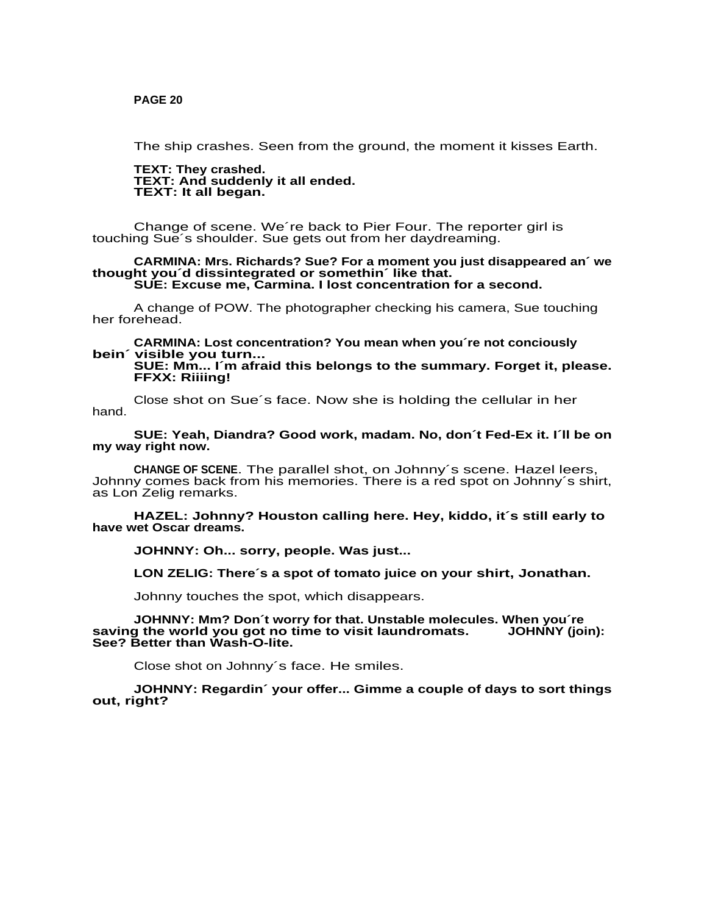**PAGE 20**

The ship crashes. Seen from the ground, the moment it kisses Earth.

**TEXT: They crashed.**
**TEXT: And suddenly it all ended.**
**TEXT: It all began.**

Change of scene. We´re back to Pier Four. The reporter girl is touching Sue´s shoulder. Sue gets out from her daydreaming.

**CARMINA: Mrs. Richards? Sue? For a moment you just disappeared an´ we thought you´d dissintegrated or somethin´ like that.**
**SUE: Excuse me, Carmina. I lost concentration for a second.**

A change of POW. The photographer checking his camera, Sue touching her forehead.

**CARMINA: Lost concentration? You mean when you´re not conciously bein´ visible you turn...**
**SUE: Mm... I´m afraid this belongs to the summary. Forget it, please.**
**FFXX: Riiiing!**

Close shot on Sue´s face. Now she is holding the cellular in her hand.

**SUE: Yeah, Diandra? Good work, madam. No, don´t Fed-Ex it. I´ll be on my way right now.**

**CHANGE OF SCENE**. The parallel shot, on Johnny´s scene. Hazel leers, Johnny comes back from his memories. There is a red spot on Johnny´s shirt, as Lon Zelig remarks.

**HAZEL: Johnny? Houston calling here. Hey, kiddo, it´s still early to have wet Oscar dreams.**

**JOHNNY: Oh... sorry, people. Was just...**

**LON ZELIG: There´s a spot of tomato juice on your shirt, Jonathan.**

Johnny touches the spot, which disappears.

**JOHNNY: Mm? Don´t worry for that. Unstable molecules. When you´re saving the world you got no time to visit laundromats. JOHNNY (join): See? Better than Wash-O-lite.**

Close shot on Johnny´s face. He smiles.

**JOHNNY: Regardin´ your offer... Gimme a couple of days to sort things out, right?**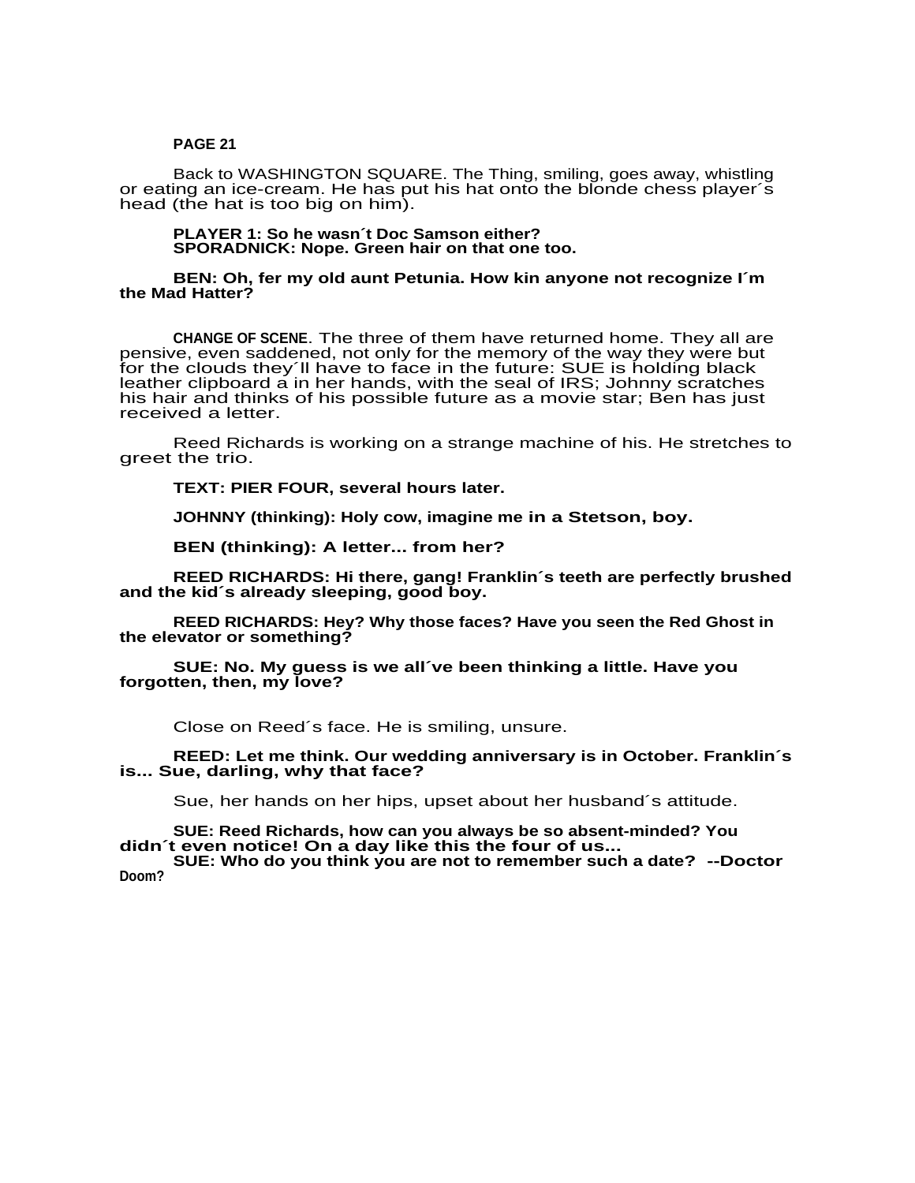**PAGE 21**

Back to WASHINGTON SQUARE. The Thing, smiling, goes away, whistling or eating an ice-cream. He has put his hat onto the blonde chess player´s head (the hat is too big on him).

**PLAYER 1: So he wasn´t Doc Samson either?**
**SPORADNICK: Nope. Green hair on that one too.**

**BEN: Oh, fer my old aunt Petunia. How kin anyone not recognize I´m the Mad Hatter?**

**CHANGE OF SCENE**. The three of them have returned home. They all are pensive, even saddened, not only for the memory of the way they were but for the clouds they´ll have to face in the future: SUE is holding black leather clipboard a in her hands, with the seal of IRS; Johnny scratches his hair and thinks of his possible future as a movie star; Ben has just received a letter.

Reed Richards is working on a strange machine of his. He stretches to greet the trio.

**TEXT: PIER FOUR, several hours later.**

**JOHNNY (thinking): Holy cow, imagine me in a Stetson, boy.**

**BEN (thinking): A letter... from her?**

**REED RICHARDS: Hi there, gang! Franklin´s teeth are perfectly brushed and the kid´s already sleeping, good boy.**

**REED RICHARDS: Hey? Why those faces? Have you seen the Red Ghost in the elevator or something?**

**SUE: No. My guess is we all´ve been thinking a little. Have you forgotten, then, my love?**

Close on Reed´s face. He is smiling, unsure.

**REED: Let me think. Our wedding anniversary is in October. Franklin´s is... Sue, darling, why that face?**

Sue, her hands on her hips, upset about her husband´s attitude.

**SUE: Reed Richards, how can you always be so absent-minded? You didn´t even notice! On a day like this the four of us...**
**SUE: Who do you think you are not to remember such a date? --Doctor Doom?**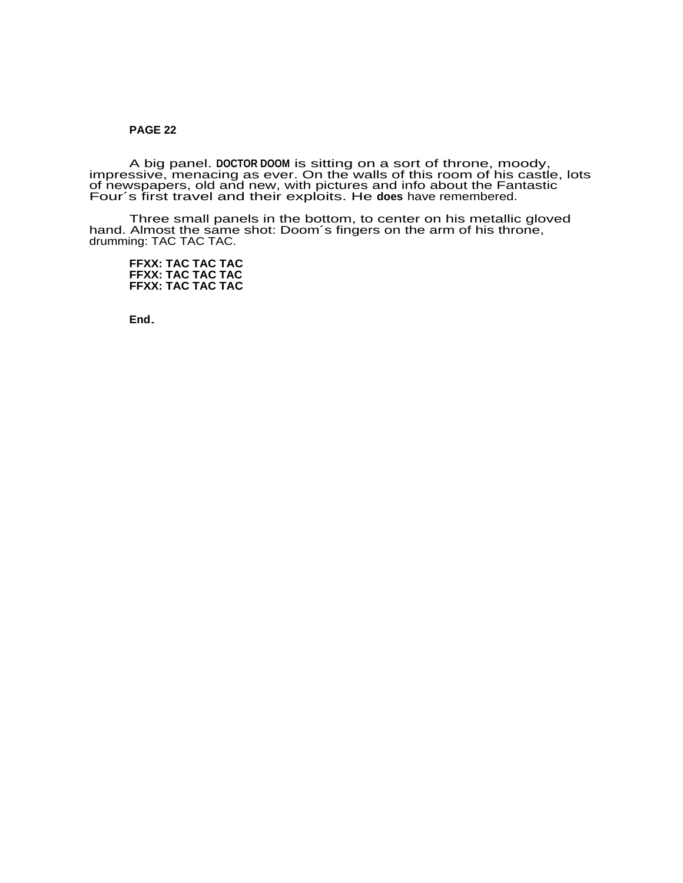**PAGE 22**

A big panel. **DOCTOR DOOM** is sitting on a sort of throne, moody, impressive, menacing as ever. On the walls of this room of his castle, lots of newspapers, old and new, with pictures and info about the Fantastic Four´s first travel and their exploits. He **does** have remembered.

Three small panels in the bottom, to center on his metallic gloved hand. Almost the same shot: Doom´s fingers on the arm of his throne, drumming: TAC TAC TAC.

**FFXX: TAC TAC TAC**
**FFXX: TAC TAC TAC**
**FFXX: TAC TAC TAC**

**End.**